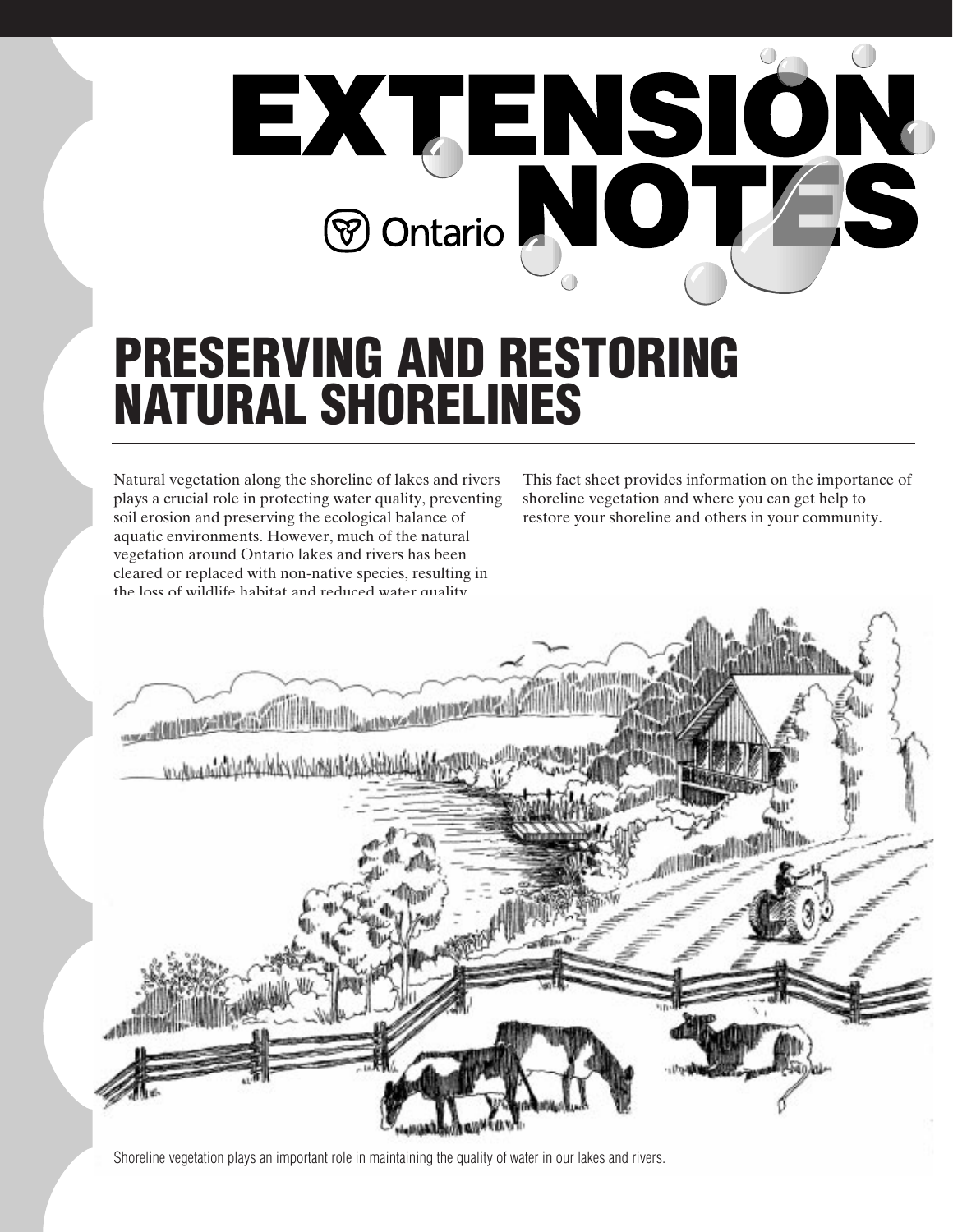# EXTENSION NOTES

Ontario

## PRESERVING AND RESTORING NATURAL SHORELINES

Natural vegetation along the shoreline of lakes and rivers plays a crucial role in protecting water quality, preventing soil erosion and preserving the ecological balance of aquatic environments. However, much of the natural vegetation around Ontario lakes and rivers has been cleared or replaced with non-native species, resulting in the loss of wildlife habitat and reduced water quality.

This fact sheet provides information on the importance of shoreline vegetation and where you can get help to restore your shoreline and others in your community.

Shoreline vegetation plays an important role in maintaining the quality of water in our lakes and rivers.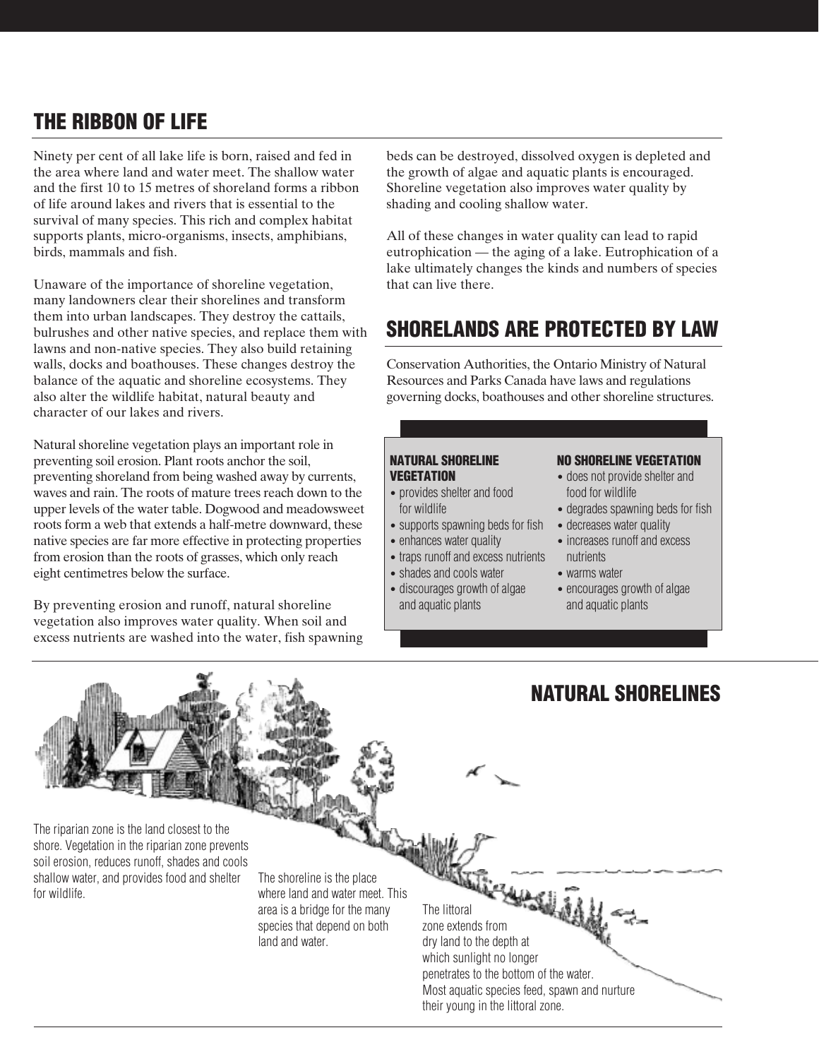## THE RIBBON OF LIFE

Ninety per cent of all lake life is born, raised and fed in the area where land and water meet. The shallow water and the first 10 to 15 metres of shoreland forms a ribbon of life around lakes and rivers that is essential to the survival of many species. This rich and complex habitat supports plants, micro-organisms, insects, amphibians, birds, mammals and fish.

Unaware of the importance of shoreline vegetation, many landowners clear their shorelines and transform them into urban landscapes. They destroy the cattails, bulrushes and other native species, and replace them with lawns and non-native species. They also build retaining walls, docks and boathouses. These changes destroy the balance of the aquatic and shoreline ecosystems. They also alter the wildlife habitat, natural beauty and character of our lakes and rivers.

Natural shoreline vegetation plays an important role in preventing soil erosion. Plant roots anchor the soil, preventing shoreland from being washed away by currents, waves and rain. The roots of mature trees reach down to the upper levels of the water table. Dogwood and meadowsweet roots form a web that extends a half-metre downward, these native species are far more effective in protecting properties from erosion than the roots of grasses, which only reach eight centimetres below the surface.

By preventing erosion and runoff, natural shoreline vegetation also improves water quality. When soil and excess nutrients are washed into the water, fish spawning beds can be destroyed, dissolved oxygen is depleted and the growth of algae and aquatic plants is encouraged. Shoreline vegetation also improves water quality by shading and cooling shallow water.

All of these changes in water quality can lead to rapid eutrophication — the aging of a lake. Eutrophication of a lake ultimately changes the kinds and numbers of species that can live there.

## SHORELANDS ARE PROTECTED BY LAW

Conservation Authorities, the Ontario Ministry of Natural Resources and Parks Canada have laws and regulations governing docks, boathouses and other shoreline structures.

**NATURAL SHORELINE VEGETATION**

- provides shelter and food for wildlife
- supports spawning beds for fish
- enhances water quality
- traps runoff and excess nutrients
- shades and cools water
- discourages growth of algae and aquatic plants

**NO SHORELINE VEGETATION**

- does not provide shelter and food for wildlife
- degrades spawning beds for fish
- decreases water quality
- increases runoff and excess nutrients
- warms water
- encourages growth of algae and aquatic plants

## NATURAL SHORELINES

The riparian zone is the land closest to the shore. Vegetation in the riparian zone prevents soil erosion, reduces runoff, shades and cools shallow water, and provides food and shelter for wildlife.

The shoreline is the place where land and water meet. This area is a bridge for the many species that depend on both land and water.

The littoral zone extends from dry land to the depth at which sunlight no longer penetrates to the bottom of the water. Most aquatic species feed, spawn and nurture their young in the littoral zone.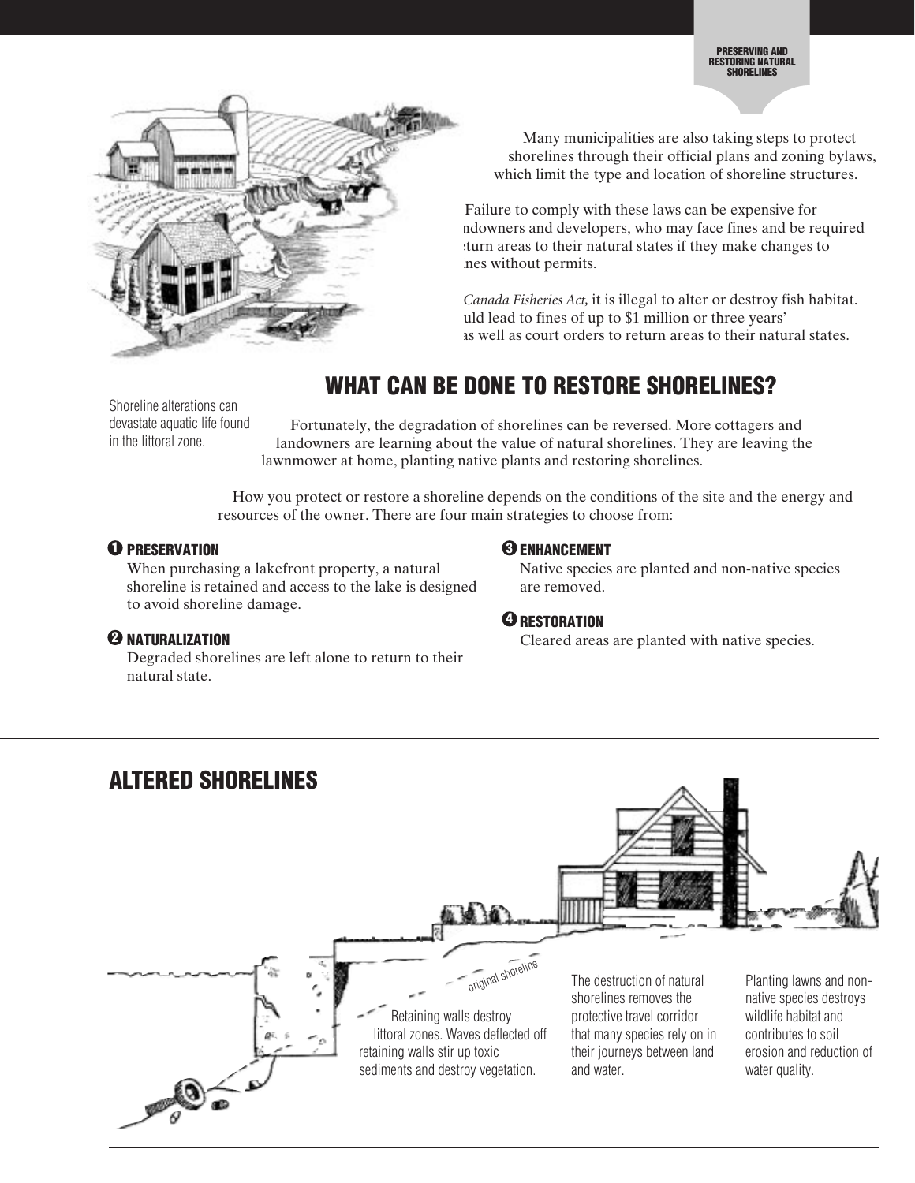Many municipalities are also taking steps to protect shorelines through their official plans and zoning bylaws, which limit the type and location of shoreline structures.

Failure to comply with these laws can be expensive for ndowners and developers, who may face fines and be required turn areas to their natural states if they make changes to nes without permits.

*Canada Fisheries Act,* it is illegal to alter or destroy fish habitat. uld lead to fines of up to $1 million or three years' as well as court orders to return areas to their natural states.

Shoreline alterations can devastate aquatic life found in the littoral zone.

## WHAT CAN BE DONE TO RESTORE SHORELINES?

Fortunately, the degradation of shorelines can be reversed. More cottagers and landowners are learning about the value of natural shorelines. They are leaving the lawnmower at home, planting native plants and restoring shorelines.

How you protect or restore a shoreline depends on the conditions of the site and the energy and resources of the owner. There are four main strategies to choose from:

**1 PRESERVATION**
When purchasing a lakefront property, a natural shoreline is retained and access to the lake is designed to avoid shoreline damage.

**2 NATURALIZATION**
Degraded shorelines are left alone to return to their natural state.

**3 ENHANCEMENT**
Native species are planted and non-native species are removed.

**4 RESTORATION**
Cleared areas are planted with native species.

## ALTERED SHORELINES

original shoreline

Retaining walls destroy littoral zones. Waves deflected off retaining walls stir up toxic sediments and destroy vegetation.

The destruction of natural shorelines removes the protective travel corridor that many species rely on in their journeys between land and water.

Planting lawns and non-native species destroys wildlife habitat and contributes to soil erosion and reduction of water quality.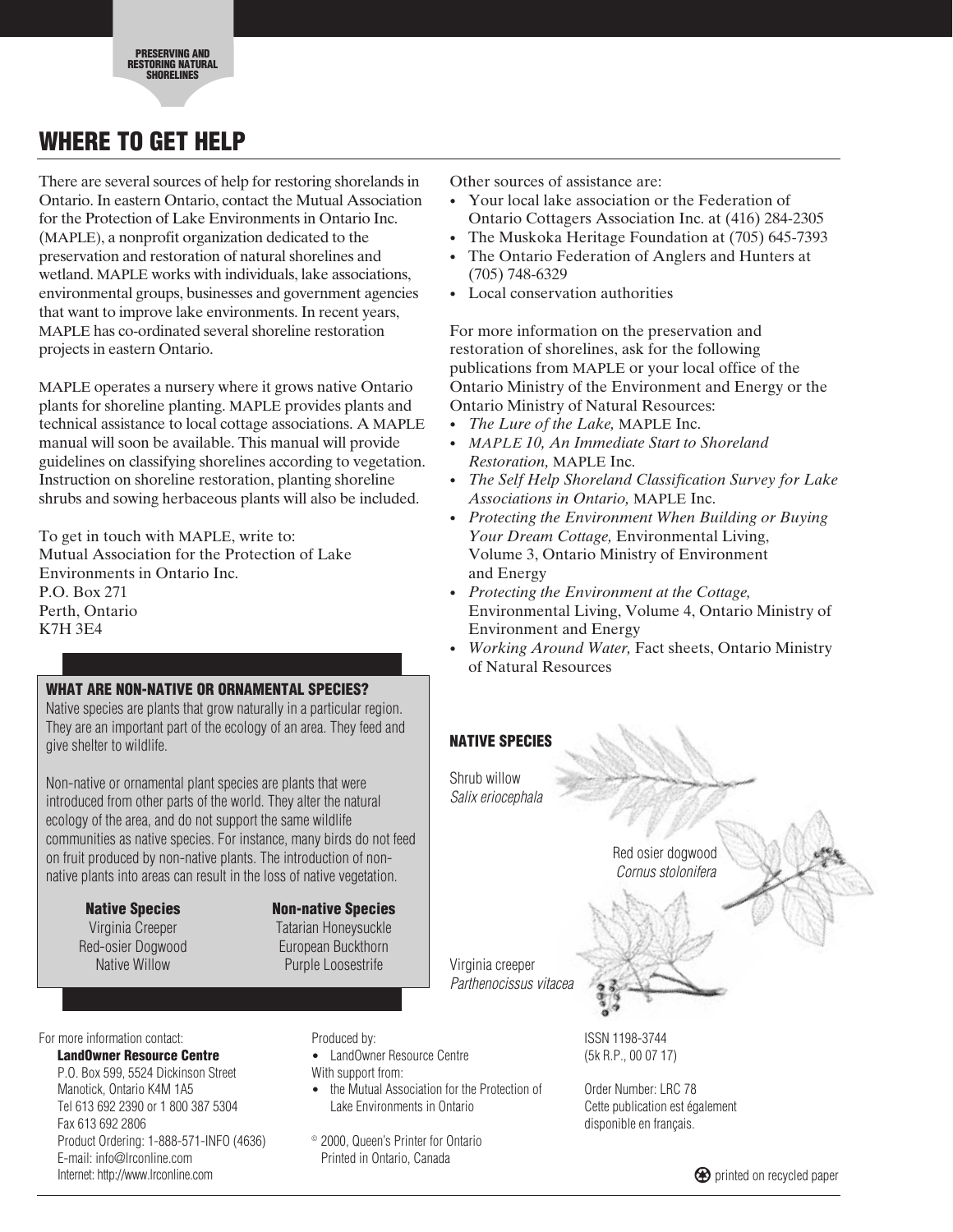## WHERE TO GET HELP

There are several sources of help for restoring shorelands in Ontario. In eastern Ontario, contact the Mutual Association for the Protection of Lake Environments in Ontario Inc. (MAPLE), a nonprofit organization dedicated to the preservation and restoration of natural shorelines and wetland. MAPLE works with individuals, lake associations, environmental groups, businesses and government agencies that want to improve lake environments. In recent years, MAPLE has co-ordinated several shoreline restoration projects in eastern Ontario.

MAPLE operates a nursery where it grows native Ontario plants for shoreline planting. MAPLE provides plants and technical assistance to local cottage associations. A MAPLE manual will soon be available. This manual will provide guidelines on classifying shorelines according to vegetation. Instruction on shoreline restoration, planting shoreline shrubs and sowing herbaceous plants will also be included.

To get in touch with MAPLE, write to:
Mutual Association for the Protection of Lake Environments in Ontario Inc.
P.O. Box 271
Perth, Ontario
K7H 3E4

### WHAT ARE NON-NATIVE OR ORNAMENTAL SPECIES?

Native species are plants that grow naturally in a particular region. They are an important part of the ecology of an area. They feed and give shelter to wildlife.

Non-native or ornamental plant species are plants that were introduced from other parts of the world. They alter the natural ecology of the area, and do not support the same wildlife communities as native species. For instance, many birds do not feed on fruit produced by non-native plants. The introduction of non-native plants into areas can result in the loss of native vegetation.

| Native Species | Non-native Species |
| --- | --- |
| Virginia Creeper | Tatarian Honeysuckle |
| Red-osier Dogwood | European Buckthorn |
| Native Willow | Purple Loosestrife |

Other sources of assistance are:

- Your local lake association or the Federation of Ontario Cottagers Association Inc. at (416) 284-2305
- The Muskoka Heritage Foundation at (705) 645-7393
- The Ontario Federation of Anglers and Hunters at (705) 748-6329
- Local conservation authorities

For more information on the preservation and restoration of shorelines, ask for the following publications from MAPLE or your local office of the Ontario Ministry of the Environment and Energy or the Ontario Ministry of Natural Resources:

- *The Lure of the Lake,* MAPLE Inc.
- *MAPLE 10, An Immediate Start to Shoreland Restoration,* MAPLE Inc.
- *The Self Help Shoreland Classification Survey for Lake Associations in Ontario,* MAPLE Inc.
- *Protecting the Environment When Building or Buying Your Dream Cottage,* Environmental Living, Volume 3, Ontario Ministry of Environment and Energy
- *Protecting the Environment at the Cottage,* Environmental Living, Volume 4, Ontario Ministry of Environment and Energy
- *Working Around Water,* Fact sheets, Ontario Ministry of Natural Resources

### NATIVE SPECIES

Shrub willow
*Salix eriocephala*

Red osier dogwood
*Cornus stolonifera*

Virginia creeper
*Parthenocissus vitacea*

For more information contact:
**LandOwner Resource Centre**
P.O. Box 599, 5524 Dickinson Street
Manotick, Ontario K4M 1A5
Tel 613 692 2390 or 1 800 387 5304
Fax 613 692 2806
Product Ordering: 1-888-571-INFO (4636)
E-mail: info@lrconline.com
Internet: http://www.lrconline.com

Produced by:
- LandOwner Resource Centre

With support from:
- the Mutual Association for the Protection of Lake Environments in Ontario

© 2000, Queen's Printer for Ontario
Printed in Ontario, Canada

ISSN 1198-3744
(5k R.P., 00 07 17)

Order Number: LRC 78
Cette publication est également disponible en français.

printed on recycled paper